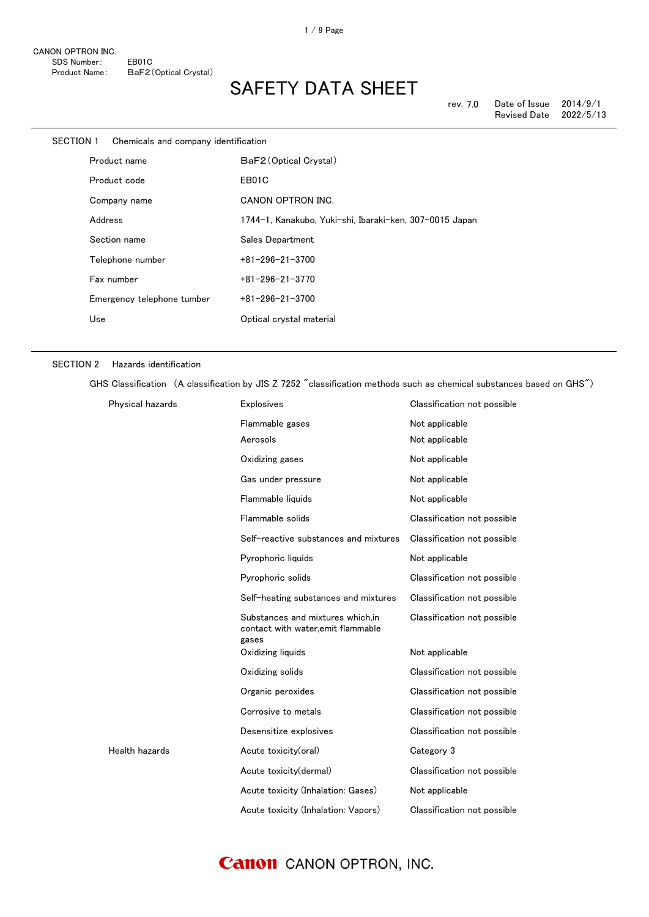CANON OPTRON INC.
SDS Number: EB01C
Product Name: $BaF_2$ (Optical Crystal)

# SAFETY DATA SHEET

rev. 7.0 Date of Issue 2014/9/1
Revised Date 2022/5/13

## SECTION 1 Chemicals and company identification

| | |
|---|---|
| Product name | $BaF_2$ (Optical Crystal) |
| Product code | EB01C |
| Company name | CANON OPTRON INC. |
| Address | 1744-1, Kanakubo, Yuki-shi, Ibaraki-ken, 307-0015 Japan |
| Section name | Sales Department |
| Telephone number | +81-296-21-3700 |
| Fax number | +81-296-21-3770 |
| Emergency telephone tumber | +81-296-21-3700 |
| Use | Optical crystal material |

## SECTION 2 Hazards identification

GHS Classification (A classification by JIS Z 7252 "classification methods such as chemical substances based on GHS")

| | | |
|---|---|---|
| Physical hazards | Explosives | Classification not possible |
| | Flammable gases | Not applicable |
| | Aerosols | Not applicable |
| | Oxidizing gases | Not applicable |
| | Gas under pressure | Not applicable |
| | Flammable liquids | Not applicable |
| | Flammable solids | Classification not possible |
| | Self-reactive substances and mixtures | Classification not possible |
| | Pyrophoric liquids | Not applicable |
| | Pyrophoric solids | Classification not possible |
| | Self-heating substances and mixtures | Classification not possible |
| | Substances and mixtures which,in contact with water,emit flammable gases | Classification not possible |
| | Oxidizing liquids | Not applicable |
| | Oxidizing solids | Classification not possible |
| | Organic peroxides | Classification not possible |
| | Corrosive to metals | Classification not possible |
| | Desensitize explosives | Classification not possible |
| Health hazards | Acute toxicity(oral) | Category 3 |
| | Acute toxicity(dermal) | Classification not possible |
| | Acute toxicity (Inhalation: Gases) | Not applicable |
| | Acute toxicity (Inhalation: Vapors) | Classification not possible |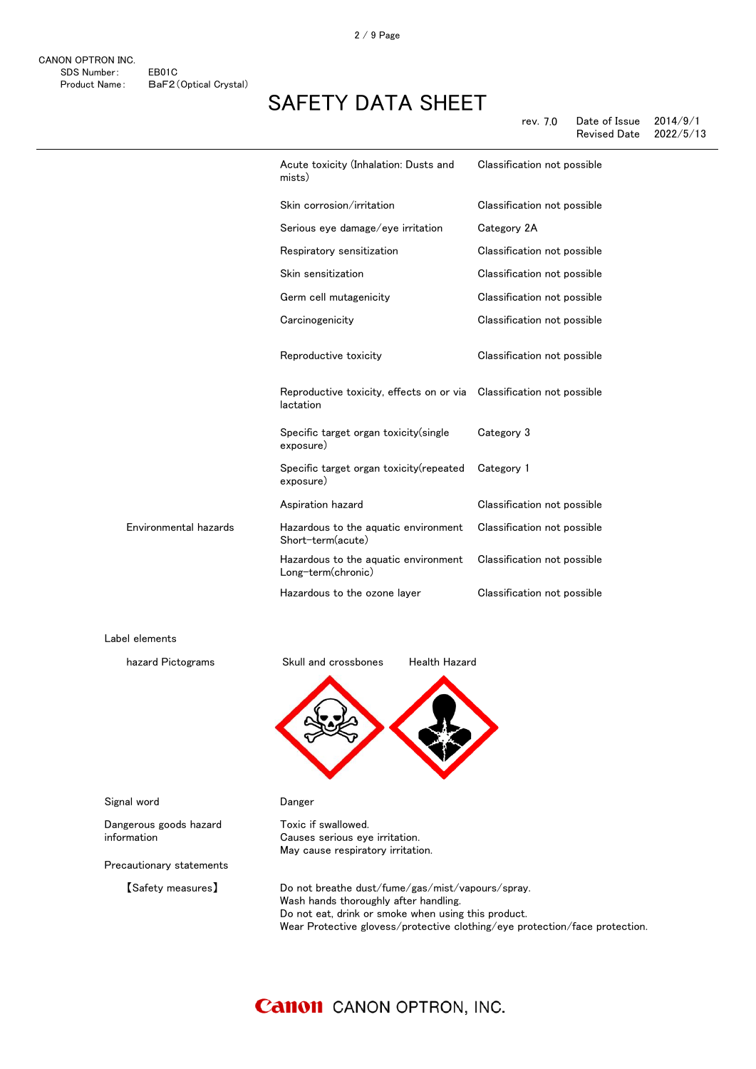| | | |
|---|---|---|
| | Acute toxicity (Inhalation: Dusts and mists) | Classification not possible |
| | Skin corrosion/irritation | Classification not possible |
| | Serious eye damage/eye irritation | Category 2A |
| | Respiratory sensitization | Classification not possible |
| | Skin sensitization | Classification not possible |
| | Germ cell mutagenicity | Classification not possible |
| | Carcinogenicity | Classification not possible |
| | Reproductive toxicity | Classification not possible |
| | Reproductive toxicity, effects on or via lactation | Classification not possible |
| | Specific target organ toxicity(single exposure) | Category 3 |
| | Specific target organ toxicity(repeated exposure) | Category 1 |
| | Aspiration hazard | Classification not possible |
| Environmental hazards | Hazardous to the aquatic environment Short-term(acute) | Classification not possible |
| | Hazardous to the aquatic environment Long-term(chronic) | Classification not possible |
| | Hazardous to the ozone layer | Classification not possible |

Label elements

hazard Pictograms: Skull and crossbones, Health Hazard

Signal word: Danger

Dangerous goods hazard information:
Toxic if swallowed.
Causes serious eye irritation.
May cause respiratory irritation.

Precautionary statements

【Safety measures】
Do not breathe dust/fume/gas/mist/vapours/spray.
Wash hands thoroughly after handling.
Do not eat, drink or smoke when using this product.
Wear Protective glovess/protective clothing/eye protection/face protection.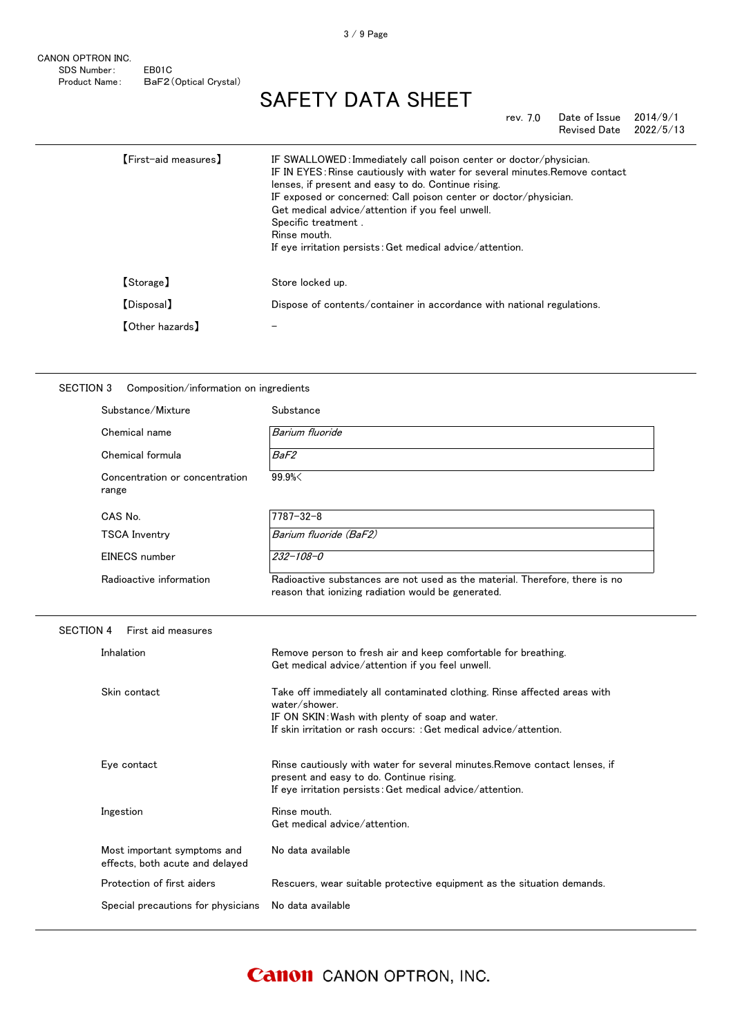| | |
|---|---|
| 【First-aid measures】 | IF SWALLOWED：Immediately call poison center or doctor/physician.<br>IF IN EYES：Rinse cautiously with water for several minutes.Remove contact lenses, if present and easy to do. Continue rising.<br>IF exposed or concerned: Call poison center or doctor/physician.<br>Get medical advice/attention if you feel unwell.<br>Specific treatment .<br>Rinse mouth.<br>If eye irritation persists：Get medical advice/attention. |
| 【Storage】 | Store locked up. |
| 【Disposal】 | Dispose of contents/container in accordance with national regulations. |
| 【Other hazards】 | － |

## SECTION 3 Composition/information on ingredients

| | |
|---|---|
| Substance/Mixture | Substance |
| Chemical name | *Barium fluoride* |
| Chemical formula | *$BaF_2$* |
| Concentration or concentration range | 99.9%< |
| CAS No. | 7787-32-8 |
| TSCA Inventry | *Barium fluoride ($BaF_2$)* |
| EINECS number | *232-108-0* |
| Radioactive information | Radioactive substances are not used as the material. Therefore, there is no reason that ionizing radiation would be generated. |

## SECTION 4 First aid measures

| | |
|---|---|
| Inhalation | Remove person to fresh air and keep comfortable for breathing.<br>Get medical advice/attention if you feel unwell. |
| Skin contact | Take off immediately all contaminated clothing. Rinse affected areas with water/shower.<br>IF ON SKIN：Wash with plenty of soap and water.<br>If skin irritation or rash occurs: ：Get medical advice/attention. |
| Eye contact | Rinse cautiously with water for several minutes.Remove contact lenses, if present and easy to do. Continue rising.<br>If eye irritation persists：Get medical advice/attention. |
| Ingestion | Rinse mouth.<br>Get medical advice/attention. |
| Most important symptoms and effects, both acute and delayed | No data available |
| Protection of first aiders | Rescuers, wear suitable protective equipment as the situation demands. |
| Special precautions for physicians | No data available |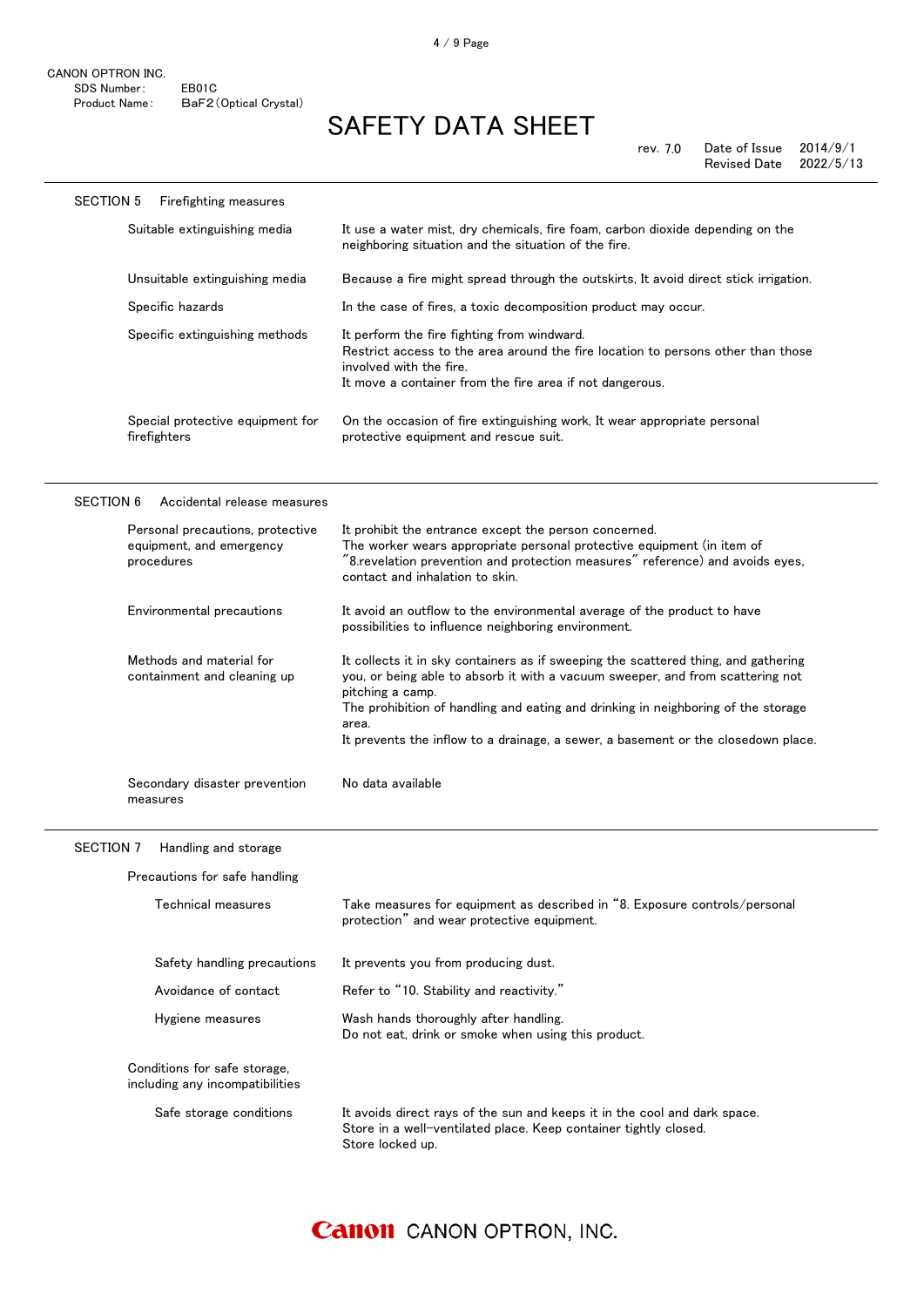CANON OPTRON INC.
SDS Number: EB01C
Product Name: $BaF_2$ (Optical Crystal)

# SAFETY DATA SHEET

rev. 7.0 Date of Issue 2014/9/1
Revised Date 2022/5/13

## SECTION 5 Firefighting measures

| | |
|---|---|
| Suitable extinguishing media | It use a water mist, dry chemicals, fire foam, carbon dioxide depending on the neighboring situation and the situation of the fire. |
| Unsuitable extinguishing media | Because a fire might spread through the outskirts, It avoid direct stick irrigation. |
| Specific hazards | In the case of fires, a toxic decomposition product may occur. |
| Specific extinguishing methods | It perform the fire fighting from windward.<br>Restrict access to the area around the fire location to persons other than those involved with the fire.<br>It move a container from the fire area if not dangerous. |
| Special protective equipment for firefighters | On the occasion of fire extinguishing work, It wear appropriate personal protective equipment and rescue suit. |

## SECTION 6 Accidental release measures

| | |
|---|---|
| Personal precautions, protective equipment, and emergency procedures | It prohibit the entrance except the person concerned.<br>The worker wears appropriate personal protective equipment (in item of "8.revelation prevention and protection measures" reference) and avoids eyes, contact and inhalation to skin. |
| Environmental precautions | It avoid an outflow to the environmental average of the product to have possibilities to influence neighboring environment. |
| Methods and material for containment and cleaning up | It collects it in sky containers as if sweeping the scattered thing, and gathering you, or being able to absorb it with a vacuum sweeper, and from scattering not pitching a camp.<br>The prohibition of handling and eating and drinking in neighboring of the storage area.<br>It prevents the inflow to a drainage, a sewer, a basement or the closedown place. |
| Secondary disaster prevention measures | No data available |

## SECTION 7 Handling and storage

**Precautions for safe handling**

| | |
|---|---|
| Technical measures | Take measures for equipment as described in "8. Exposure controls/personal protection" and wear protective equipment. |
| Safety handling precautions | It prevents you from producing dust. |
| Avoidance of contact | Refer to "10. Stability and reactivity." |
| Hygiene measures | Wash hands thoroughly after handling.<br>Do not eat, drink or smoke when using this product. |

**Conditions for safe storage, including any incompatibilities**

| | |
|---|---|
| Safe storage conditions | It avoids direct rays of the sun and keeps it in the cool and dark space.<br>Store in a well-ventilated place. Keep container tightly closed.<br>Store locked up. |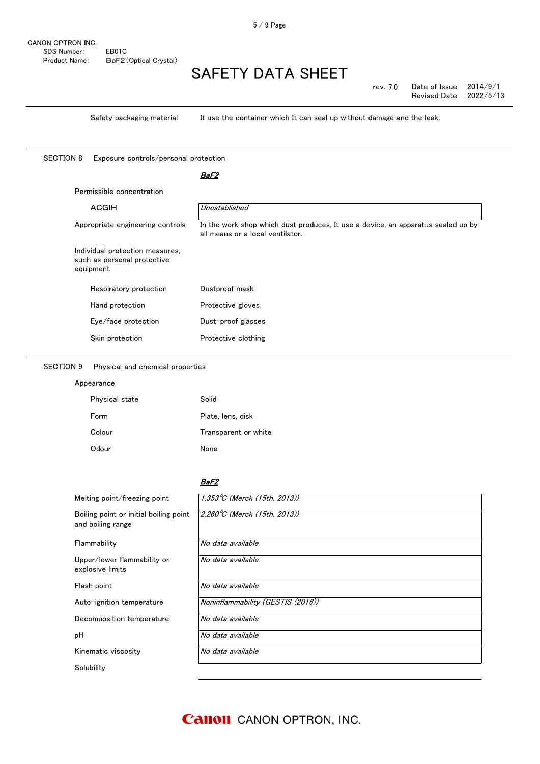| | |
|---|---|
| Safety packaging material | It use the container which It can seal up without damage and the leak. |

## SECTION 8 Exposure controls/personal protection

| | *BaF2* |
|---|---|
| Permissible concentration | |
| ACGIH | *Unestablished* |
| Appropriate engineering controls | In the work shop which dust produces, It use a device, an apparatus sealed up by all means or a local ventilator. |
| Individual protection measures, such as personal protective equipment | |
| Respiratory protection | Dustproof mask |
| Hand protection | Protective gloves |
| Eye/face protection | Dust-proof glasses |
| Skin protection | Protective clothing |

## SECTION 9 Physical and chemical properties

| | |
|---|---|
| Appearance | |
| Physical state | Solid |
| Form | Plate, lens, disk |
| Colour | Transparent or white |
| Odour | None |

| | *BaF2* |
|---|---|
| Melting point/freezing point | *1,353℃ (Merck (15th, 2013))* |
| Boiling point or initial boiling point and boiling range | *2,260℃ (Merck (15th, 2013))* |
| Flammability | *No data available* |
| Upper/lower flammability or explosive limits | *No data available* |
| Flash point | *No data available* |
| Auto-ignition temperature | *Noninflammability (GESTIS (2016))* |
| Decomposition temperature | *No data available* |
| pH | *No data available* |
| Kinematic viscosity | *No data available* |
| Solubility | |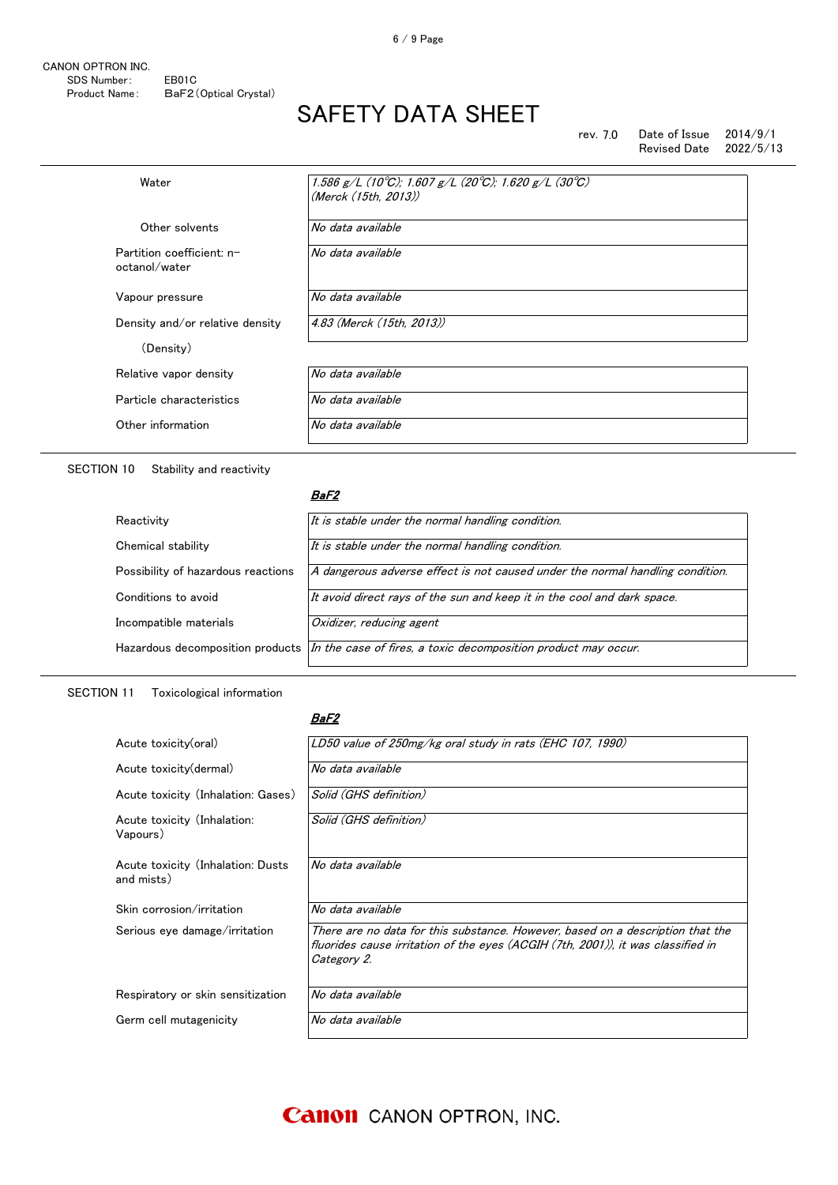| | |
|---|---|
| Water | 1.586 g/L (10℃); 1.607 g/L (20℃); 1.620 g/L (30℃) (Merck (15th, 2013)) |
| Other solvents | No data available |
| Partition coefficient: n-octanol/water | No data available |
| Vapour pressure | No data available |
| Density and/or relative density | 4.83 (Merck (15th, 2013)) |
| (Density) | |
| Relative vapor density | No data available |
| Particle characteristics | No data available |
| Other information | No data available |

## SECTION 10 Stability and reactivity

***BaF2***

| | |
|---|---|
| Reactivity | It is stable under the normal handling condition. |
| Chemical stability | It is stable under the normal handling condition. |
| Possibility of hazardous reactions | A dangerous adverse effect is not caused under the normal handling condition. |
| Conditions to avoid | It avoid direct rays of the sun and keep it in the cool and dark space. |
| Incompatible materials | Oxidizer, reducing agent |
| Hazardous decomposition products | In the case of fires, a toxic decomposition product may occur. |

## SECTION 11 Toxicological information

***BaF2***

| | |
|---|---|
| Acute toxicity(oral) | LD50 value of 250mg/kg oral study in rats (EHC 107, 1990) |
| Acute toxicity(dermal) | No data available |
| Acute toxicity (Inhalation: Gases) | Solid (GHS definition) |
| Acute toxicity (Inhalation: Vapours) | Solid (GHS definition) |
| Acute toxicity (Inhalation: Dusts and mists) | No data available |
| Skin corrosion/irritation | No data available |
| Serious eye damage/irritation | There are no data for this substance. However, based on a description that the fluorides cause irritation of the eyes (ACGIH (7th, 2001)), it was classified in Category 2. |
| Respiratory or skin sensitization | No data available |
| Germ cell mutagenicity | No data available |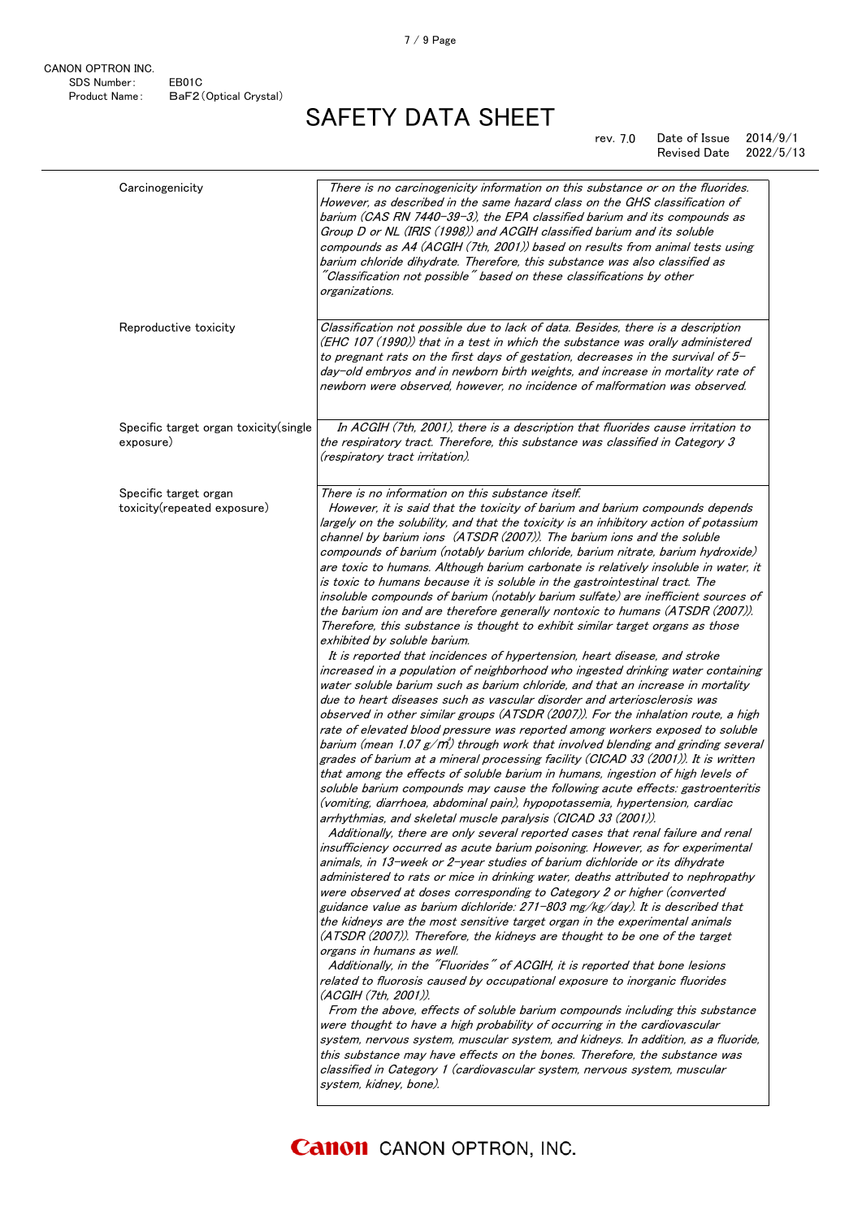| | |
|---|---|
| Carcinogenicity | There is no carcinogenicity information on this substance or on the fluorides. However, as described in the same hazard class on the GHS classification of barium (CAS RN 7440-39-3), the EPA classified barium and its compounds as Group D or NL (IRIS (1998)) and ACGIH classified barium and its soluble compounds as A4 (ACGIH (7th, 2001)) based on results from animal tests using barium chloride dihydrate. Therefore, this substance was also classified as "Classification not possible" based on these classifications by other organizations. |
| Reproductive toxicity | Classification not possible due to lack of data. Besides, there is a description (EHC 107 (1990)) that in a test in which the substance was orally administered to pregnant rats on the first days of gestation, decreases in the survival of 5-day-old embryos and in newborn birth weights, and increase in mortality rate of newborn were observed, however, no incidence of malformation was observed. |
| Specific target organ toxicity(single exposure) | In ACGIH (7th, 2001), there is a description that fluorides cause irritation to the respiratory tract. Therefore, this substance was classified in Category 3 (respiratory tract irritation). |
| Specific target organ toxicity(repeated exposure) | There is no information on this substance itself.<br>However, it is said that the toxicity of barium and barium compounds depends largely on the solubility, and that the toxicity is an inhibitory action of potassium channel by barium ions (ATSDR (2007)). The barium ions and the soluble compounds of barium (notably barium chloride, barium nitrate, barium hydroxide) are toxic to humans. Although barium carbonate is relatively insoluble in water, it is toxic to humans because it is soluble in the gastrointestinal tract. The insoluble compounds of barium (notably barium sulfate) are inefficient sources of the barium ion and are therefore generally nontoxic to humans (ATSDR (2007)). Therefore, this substance is thought to exhibit similar target organs as those exhibited by soluble barium.<br>It is reported that incidences of hypertension, heart disease, and stroke increased in a population of neighborhood who ingested drinking water containing water soluble barium such as barium chloride, and that an increase in mortality due to heart diseases such as vascular disorder and arteriosclerosis was observed in other similar groups (ATSDR (2007)). For the inhalation route, a high rate of elevated blood pressure was reported among workers exposed to soluble barium (mean 1.07 g/m³) through work that involved blending and grinding several grades of barium at a mineral processing facility (CICAD 33 (2001)). It is written that among the effects of soluble barium in humans, ingestion of high levels of soluble barium compounds may cause the following acute effects: gastroenteritis (vomiting, diarrhoea, abdominal pain), hypopotassemia, hypertension, cardiac arrhythmias, and skeletal muscle paralysis (CICAD 33 (2001)).<br>Additionally, there are only several reported cases that renal failure and renal insufficiency occurred as acute barium poisoning. However, as for experimental animals, in 13-week or 2-year studies of barium dichloride or its dihydrate administered to rats or mice in drinking water, deaths attributed to nephropathy were observed at doses corresponding to Category 2 or higher (converted guidance value as barium dichloride: 271-803 mg/kg/day). It is described that the kidneys are the most sensitive target organ in the experimental animals (ATSDR (2007)). Therefore, the kidneys are thought to be one of the target organs in humans as well.<br>Additionally, in the "Fluorides" of ACGIH, it is reported that bone lesions related to fluorosis caused by occupational exposure to inorganic fluorides (ACGIH (7th, 2001)).<br>From the above, effects of soluble barium compounds including this substance were thought to have a high probability of occurring in the cardiovascular system, nervous system, muscular system, and kidneys. In addition, as a fluoride, this substance may have effects on the bones. Therefore, the substance was classified in Category 1 (cardiovascular system, nervous system, muscular system, kidney, bone). |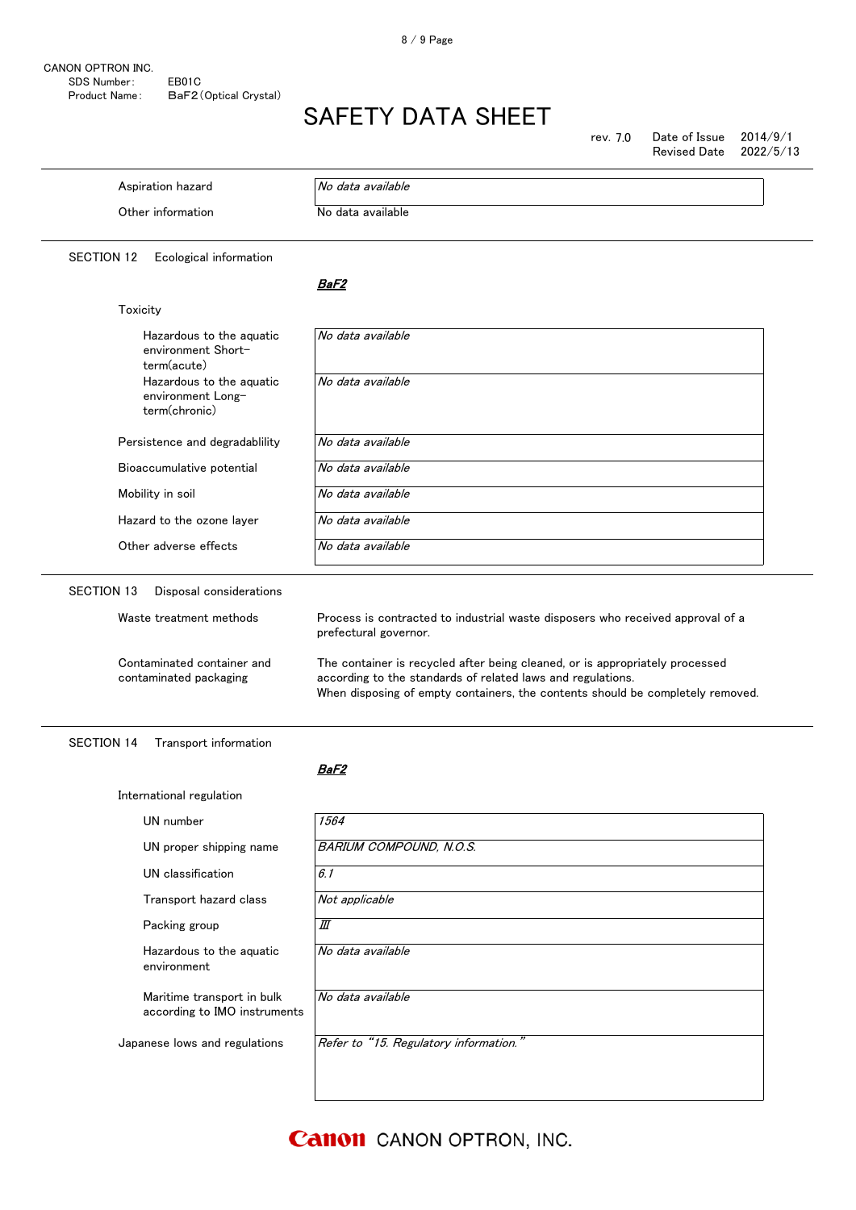| | |
|---|---|
| Aspiration hazard | *No data available* |
| Other information | No data available |

## SECTION 12 Ecological information

***BaF2***

Toxicity

| | |
|---|---|
| Hazardous to the aquatic environment Short-term(acute) | *No data available* |
| Hazardous to the aquatic environment Long-term(chronic) | *No data available* |
| Persistence and degradablility | *No data available* |
| Bioaccumulative potential | *No data available* |
| Mobility in soil | *No data available* |
| Hazard to the ozone layer | *No data available* |
| Other adverse effects | *No data available* |

## SECTION 13 Disposal considerations

| | |
|---|---|
| Waste treatment methods | Process is contracted to industrial waste disposers who received approval of a prefectural governor. |
| Contaminated container and contaminated packaging | The container is recycled after being cleaned, or is appropriately processed according to the standards of related laws and regulations. When disposing of empty containers, the contents should be completely removed. |

## SECTION 14 Transport information

***BaF2***

International regulation

| | |
|---|---|
| UN number | *1564* |
| UN proper shipping name | *BARIUM COMPOUND, N.O.S.* |
| UN classification | *6.1* |
| Transport hazard class | *Not applicable* |
| Packing group | *Ⅲ* |
| Hazardous to the aquatic environment | *No data available* |
| Maritime transport in bulk according to IMO instruments | *No data available* |
| Japanese lows and regulations | *Refer to "15. Regulatory information."* |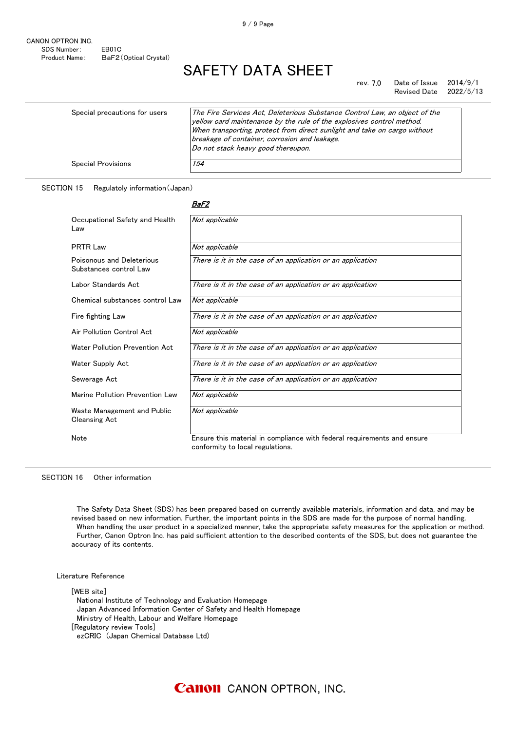| | |
|---|---|
| Special precautions for users | *The Fire Services Act, Deleterious Substance Control Law, an object of the yellow card maintenance by the rule of the explosives control method. When transporting, protect from direct sunlight and take on cargo without breakage of container, corrosion and leakage. Do not stack heavy good thereupon.* |
| Special Provisions | *154* |

SECTION 15　Regulatoly information(Japan)

| | ***BaF2*** |
|---|---|
| Occupational Safety and Health Law | *Not applicable* |
| PRTR Law | *Not applicable* |
| Poisonous and Deleterious Substances control Law | *There is it in the case of an application or an application* |
| Labor Standards Act | *There is it in the case of an application or an application* |
| Chemical substances control Law | *Not applicable* |
| Fire fighting Law | *There is it in the case of an application or an application* |
| Air Pollution Control Act | *Not applicable* |
| Water Pollution Prevention Act | *There is it in the case of an application or an application* |
| Water Supply Act | *There is it in the case of an application or an application* |
| Sewerage Act | *There is it in the case of an application or an application* |
| Marine Pollution Prevention Law | *Not applicable* |
| Waste Management and Public Cleansing Act | *Not applicable* |
| Note | Ensure this material in compliance with federal requirements and ensure conformity to local regulations. |

SECTION 16　Other information

The Safety Data Sheet (SDS) has been prepared based on currently available materials, information and data, and may be revised based on new information. Further, the important points in the SDS are made for the purpose of normal handling.
When handling the user product in a specialized manner, take the appropriate safety measures for the application or method.
Further, Canon Optron Inc. has paid sufficient attention to the described contents of the SDS, but does not guarantee the accuracy of its contents.

Literature Reference

[WEB site]
National Institute of Technology and Evaluation Homepage
Japan Advanced Information Center of Safety and Health Homepage
Ministry of Health, Labour and Welfare Homepage
[Regulatory review Tools]
ezCRIC（Japan Chemical Database Ltd)